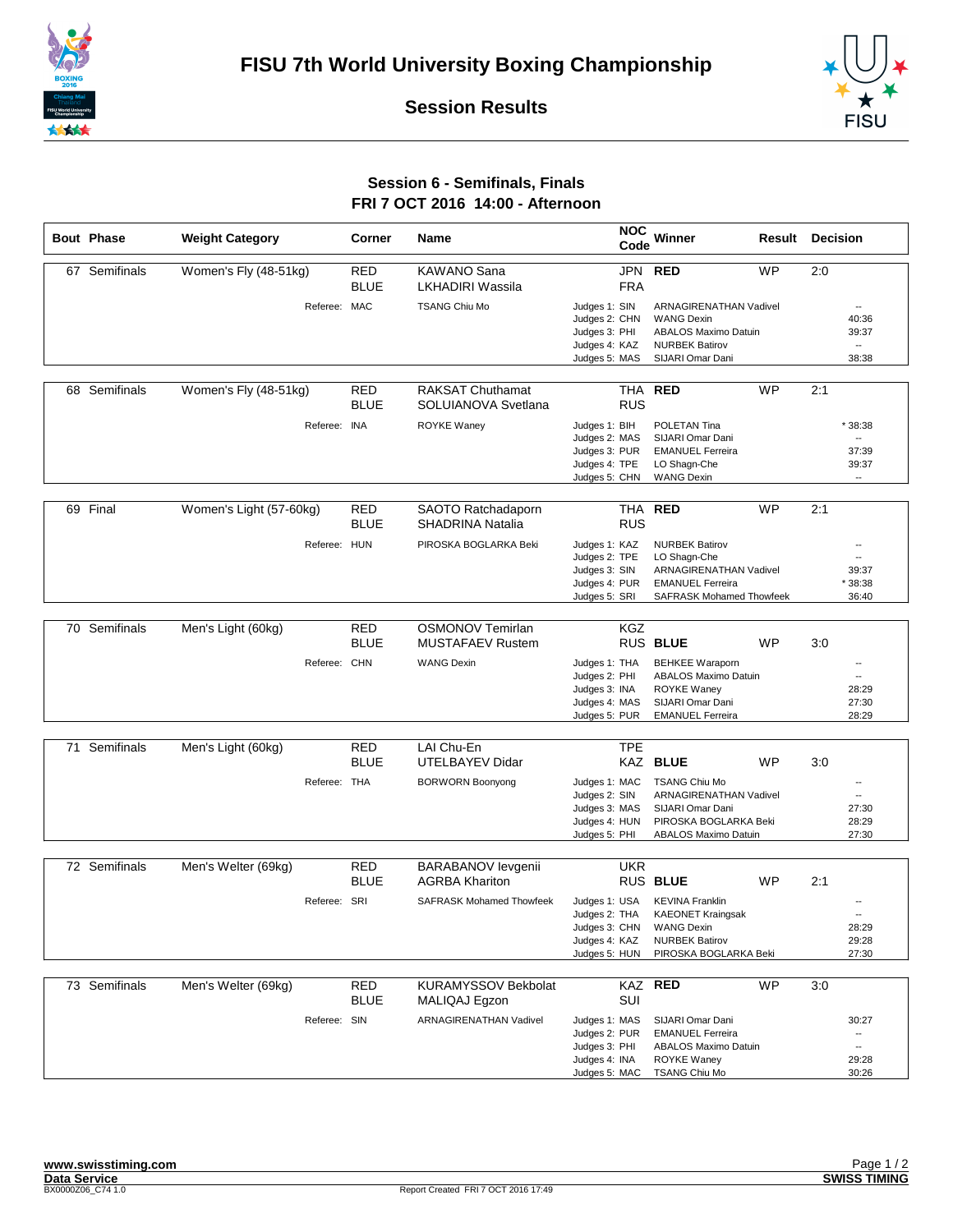# FISU 7th World University Boxing Championship

## Session Results

### Session 6 - Semifinals, Finals
### FRI 7 OCT 2016 14:00 - Afternoon

| Bout | Phase | Weight Category | Corner | Name | NOC Code | Winner | Result | Decision |
|---|---|---|---|---|---|---|---|---|
| 67 | Semifinals | Women's Fly (48-51kg) | RED | KAWANO Sana | JPN | RED | WP | 2:0 |
| | | | BLUE | LKHADIRI Wassila | FRA | | | |
| | | Referee: | MAC | TSANG Chiu Mo | Judges 1: SIN | ARNAGIRENATHAN Vadivel | | -- |
| | | | | | Judges 2: CHN | WANG Dexin | | 40:36 |
| | | | | | Judges 3: PHI | ABALOS Maximo Datuin | | 39:37 |
| | | | | | Judges 4: KAZ | NURBEK Batirov | | -- |
| | | | | | Judges 5: MAS | SIJARI Omar Dani | | 38:38 |
| 68 | Semifinals | Women's Fly (48-51kg) | RED | RAKSAT Chuthamat | THA | RED | WP | 2:1 |
| | | | BLUE | SOLUIANOVA Svetlana | RUS | | | |
| | | Referee: | INA | ROYKE Waney | Judges 1: BIH | POLETAN Tina | | * 38:38 |
| | | | | | Judges 2: MAS | SIJARI Omar Dani | | -- |
| | | | | | Judges 3: PUR | EMANUEL Ferreira | | 37:39 |
| | | | | | Judges 4: TPE | LO Shagn-Che | | 39:37 |
| | | | | | Judges 5: CHN | WANG Dexin | | -- |
| 69 | Final | Women's Light (57-60kg) | RED | SAOTO Ratchadaporn | THA | RED | WP | 2:1 |
| | | | BLUE | SHADRINA Natalia | RUS | | | |
| | | Referee: | HUN | PIROSKA BOGLARKA Beki | Judges 1: KAZ | NURBEK Batirov | | -- |
| | | | | | Judges 2: TPE | LO Shagn-Che | | -- |
| | | | | | Judges 3: SIN | ARNAGIRENATHAN Vadivel | | 39:37 |
| | | | | | Judges 4: PUR | EMANUEL Ferreira | | * 38:38 |
| | | | | | Judges 5: SRI | SAFRASK Mohamed Thowfeek | | 36:40 |
| 70 | Semifinals | Men's Light (60kg) | RED | OSMONOV Temirlan | KGZ | | | |
| | | | BLUE | MUSTAFAEV Rustem | RUS | BLUE | WP | 3:0 |
| | | Referee: | CHN | WANG Dexin | Judges 1: THA | BEHKEE Waraporn | | -- |
| | | | | | Judges 2: PHI | ABALOS Maximo Datuin | | -- |
| | | | | | Judges 3: INA | ROYKE Waney | | 28:29 |
| | | | | | Judges 4: MAS | SIJARI Omar Dani | | 27:30 |
| | | | | | Judges 5: PUR | EMANUEL Ferreira | | 28:29 |
| 71 | Semifinals | Men's Light (60kg) | RED | LAI Chu-En | TPE | | | |
| | | | BLUE | UTELBAYEV Didar | KAZ | BLUE | WP | 3:0 |
| | | Referee: | THA | BORWORN Boonyong | Judges 1: MAC | TSANG Chiu Mo | | -- |
| | | | | | Judges 2: SIN | ARNAGIRENATHAN Vadivel | | -- |
| | | | | | Judges 3: MAS | SIJARI Omar Dani | | 27:30 |
| | | | | | Judges 4: HUN | PIROSKA BOGLARKA Beki | | 28:29 |
| | | | | | Judges 5: PHI | ABALOS Maximo Datuin | | 27:30 |
| 72 | Semifinals | Men's Welter (69kg) | RED | BARABANOV Ievgenii | UKR | | | |
| | | | BLUE | AGRBA Khariton | RUS | BLUE | WP | 2:1 |
| | | Referee: | SRI | SAFRASK Mohamed Thowfeek | Judges 1: USA | KEVINA Franklin | | -- |
| | | | | | Judges 2: THA | KAEONET Kraingsak | | -- |
| | | | | | Judges 3: CHN | WANG Dexin | | 28:29 |
| | | | | | Judges 4: KAZ | NURBEK Batirov | | 29:28 |
| | | | | | Judges 5: HUN | PIROSKA BOGLARKA Beki | | 27:30 |
| 73 | Semifinals | Men's Welter (69kg) | RED | KURAMYSSOV Bekbolat | KAZ | RED | WP | 3:0 |
| | | | BLUE | MALIQAJ Egzon | SUI | | | |
| | | Referee: | SIN | ARNAGIRENATHAN Vadivel | Judges 1: MAS | SIJARI Omar Dani | | 30:27 |
| | | | | | Judges 2: PUR | EMANUEL Ferreira | | -- |
| | | | | | Judges 3: PHI | ABALOS Maximo Datuin | | -- |
| | | | | | Judges 4: INA | ROYKE Waney | | 29:28 |
| | | | | | Judges 5: MAC | TSANG Chiu Mo | | 30:26 |

www.swisstiming.com
Data Service
BX0000Z06_C74 1.0
Report Created FRI 7 OCT 2016 17:49
SWISS TIMING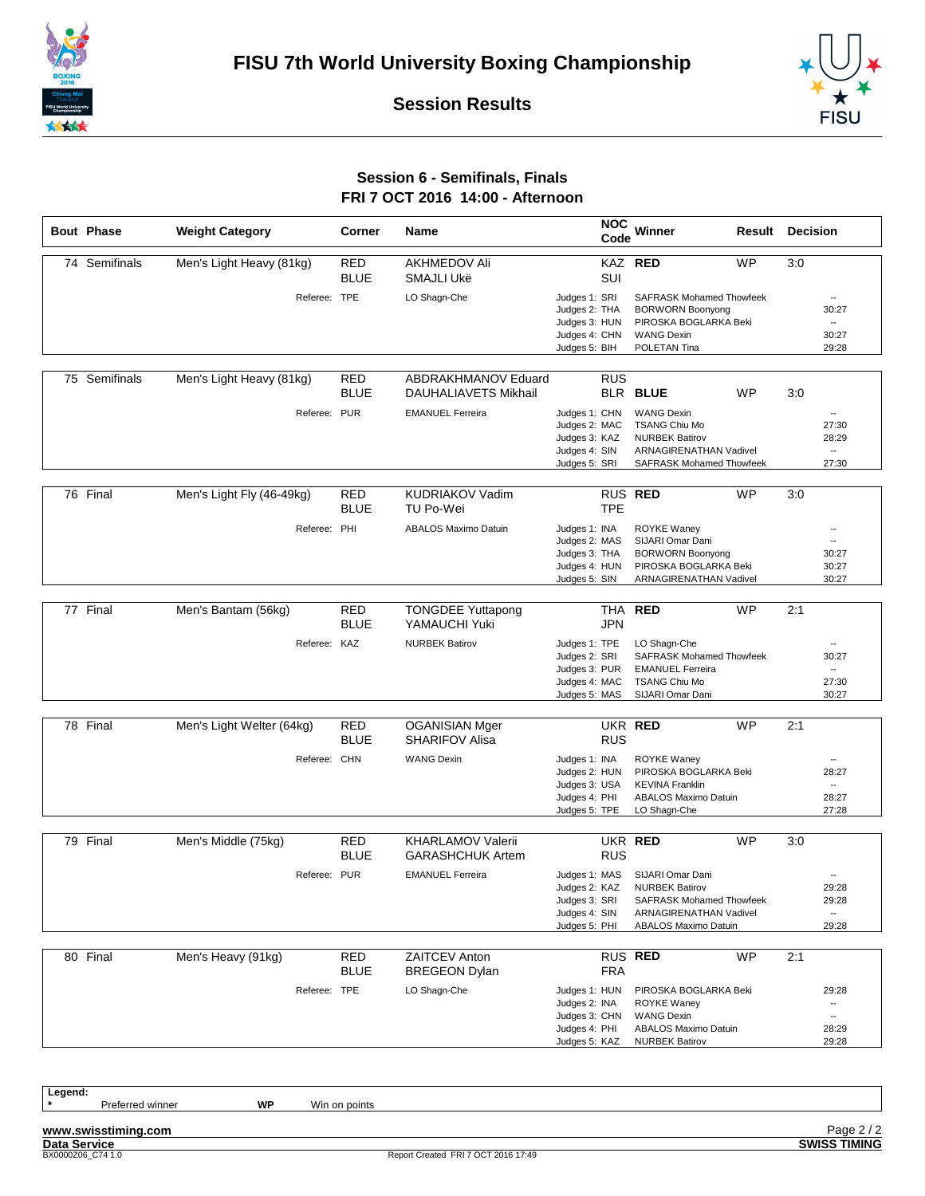# FISU 7th World University Boxing Championship

## Session Results

### Session 6 - Semifinals, Finals
### FRI 7 OCT 2016 14:00 - Afternoon

| Bout | Phase | Weight Category | Corner | Name | NOC Code | Winner | Result | Decision |
|---|---|---|---|---|---|---|---|---|
| 74 | Semifinals | Men's Light Heavy (81kg) | RED | AKHMEDOV Ali | KAZ | RED | WP | 3:0 |
| | | | BLUE | SMAJLI Ukë | SUI | | | |
| | | Referee: | TPE | LO Shagn-Che | Judges 1: SRI | SAFRASK Mohamed Thowfeek | | -- |
| | | | | | Judges 2: THA | BORWORN Boonyong | | 30:27 |
| | | | | | Judges 3: HUN | PIROSKA BOGLARKA Beki | | -- |
| | | | | | Judges 4: CHN | WANG Dexin | | 30:27 |
| | | | | | Judges 5: BIH | POLETAN Tina | | 29:28 |
| 75 | Semifinals | Men's Light Heavy (81kg) | RED | ABDRAKHMANOV Eduard | RUS | | | |
| | | | BLUE | DAUHALIAVETS Mikhail | BLR | BLUE | WP | 3:0 |
| | | Referee: | PUR | EMANUEL Ferreira | Judges 1: CHN | WANG Dexin | | -- |
| | | | | | Judges 2: MAC | TSANG Chiu Mo | | 27:30 |
| | | | | | Judges 3: KAZ | NURBEK Batirov | | 28:29 |
| | | | | | Judges 4: SIN | ARNAGIRENATHAN Vadivel | | -- |
| | | | | | Judges 5: SRI | SAFRASK Mohamed Thowfeek | | 27:30 |
| 76 | Final | Men's Light Fly (46-49kg) | RED | KUDRIAKOV Vadim | RUS | RED | WP | 3:0 |
| | | | BLUE | TU Po-Wei | TPE | | | |
| | | Referee: | PHI | ABALOS Maximo Datuin | Judges 1: INA | ROYKE Waney | | -- |
| | | | | | Judges 2: MAS | SIJARI Omar Dani | | -- |
| | | | | | Judges 3: THA | BORWORN Boonyong | | 30:27 |
| | | | | | Judges 4: HUN | PIROSKA BOGLARKA Beki | | 30:27 |
| | | | | | Judges 5: SIN | ARNAGIRENATHAN Vadivel | | 30:27 |
| 77 | Final | Men's Bantam (56kg) | RED | TONGDEE Yuttapong | THA | RED | WP | 2:1 |
| | | | BLUE | YAMAUCHI Yuki | JPN | | | |
| | | Referee: | KAZ | NURBEK Batirov | Judges 1: TPE | LO Shagn-Che | | -- |
| | | | | | Judges 2: SRI | SAFRASK Mohamed Thowfeek | | 30:27 |
| | | | | | Judges 3: PUR | EMANUEL Ferreira | | -- |
| | | | | | Judges 4: MAC | TSANG Chiu Mo | | 27:30 |
| | | | | | Judges 5: MAS | SIJARI Omar Dani | | 30:27 |
| 78 | Final | Men's Light Welter (64kg) | RED | OGANISIAN Mger | UKR | RED | WP | 2:1 |
| | | | BLUE | SHARIFOV Alisa | RUS | | | |
| | | Referee: | CHN | WANG Dexin | Judges 1: INA | ROYKE Waney | | -- |
| | | | | | Judges 2: HUN | PIROSKA BOGLARKA Beki | | 28:27 |
| | | | | | Judges 3: USA | KEVINA Franklin | | -- |
| | | | | | Judges 4: PHI | ABALOS Maximo Datuin | | 28:27 |
| | | | | | Judges 5: TPE | LO Shagn-Che | | 27:28 |
| 79 | Final | Men's Middle (75kg) | RED | KHARLAMOV Valerii | UKR | RED | WP | 3:0 |
| | | | BLUE | GARASHCHUK Artem | RUS | | | |
| | | Referee: | PUR | EMANUEL Ferreira | Judges 1: MAS | SIJARI Omar Dani | | -- |
| | | | | | Judges 2: KAZ | NURBEK Batirov | | 29:28 |
| | | | | | Judges 3: SRI | SAFRASK Mohamed Thowfeek | | 29:28 |
| | | | | | Judges 4: SIN | ARNAGIRENATHAN Vadivel | | -- |
| | | | | | Judges 5: PHI | ABALOS Maximo Datuin | | 29:28 |
| 80 | Final | Men's Heavy (91kg) | RED | ZAITCEV Anton | RUS | RED | WP | 2:1 |
| | | | BLUE | BREGEON Dylan | FRA | | | |
| | | Referee: | TPE | LO Shagn-Che | Judges 1: HUN | PIROSKA BOGLARKA Beki | | 29:28 |
| | | | | | Judges 2: INA | ROYKE Waney | | -- |
| | | | | | Judges 3: CHN | WANG Dexin | | -- |
| | | | | | Judges 4: PHI | ABALOS Maximo Datuin | | 28:29 |
| | | | | | Judges 5: KAZ | NURBEK Batirov | | 29:28 |

**Legend:**
* Preferred winner  **WP** Win on points

www.swisstiming.com
Data Service
BX0000Z06_C74 1.0  Report Created FRI 7 OCT 2016 17:49
SWISS TIMING